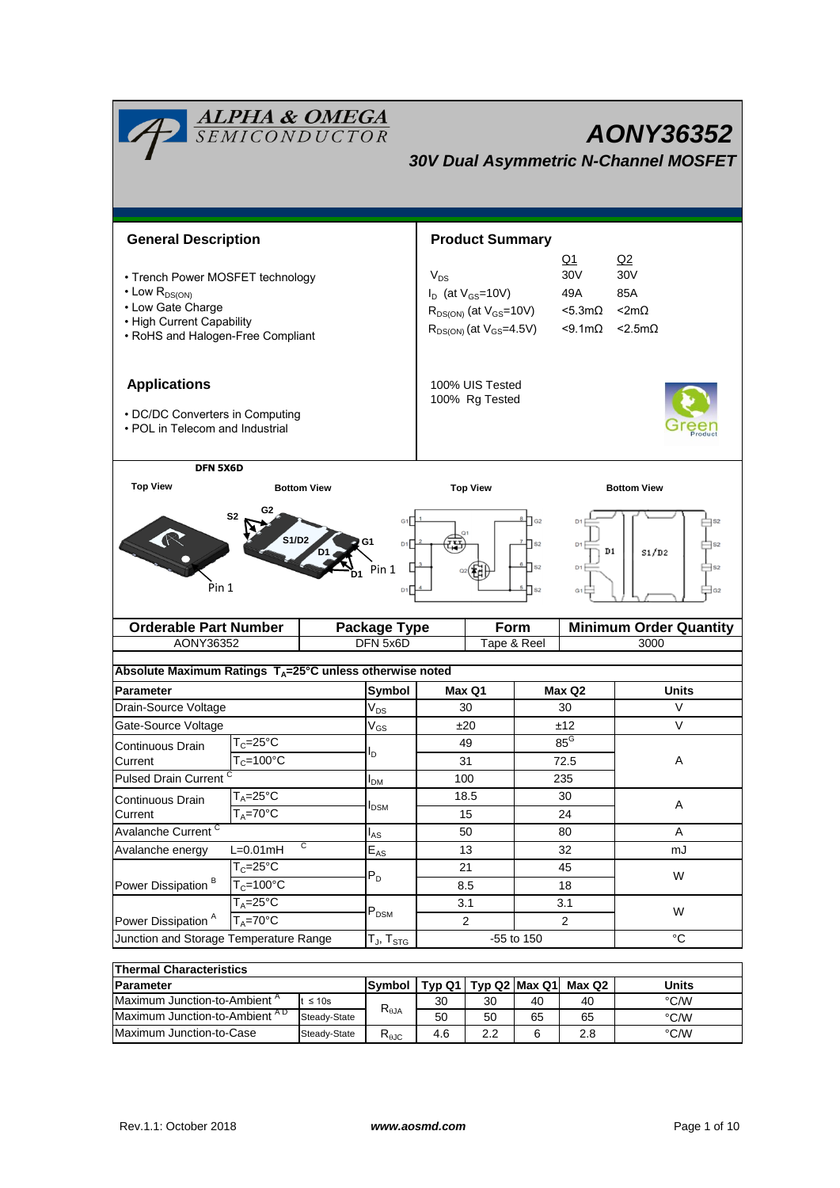# AONY36352

## 30V Dual Asymmetric N-Channel MOSFET

### General Description

- Trench Power MOSFET technology
- Low $R_{DS(ON)}$
- Low Gate Charge
- High Current Capability
- RoHS and Halogen-Free Compliant

### Product Summary

| | Q1 | Q2 |
|---|---|---|
| $V_{DS}$ | 30V | 30V |
| $I_D$ (at $V_{GS}$=10V) | 49A | 85A |
| $R_{DS(ON)}$ (at $V_{GS}$=10V) | <5.3mΩ | <2mΩ |
| $R_{DS(ON)}$ (at $V_{GS}$=4.5V) | <9.1mΩ | <2.5mΩ |

100% UIS Tested
100% Rg Tested

### Applications

- DC/DC Converters in Computing
- POL in Telecom and Industrial

DFN 5X6D

Top View / Bottom View / Top View / Bottom View

| Orderable Part Number | Package Type | Form | Minimum Order Quantity |
|---|---|---|---|
| AONY36352 | DFN 5x6D | Tape & Reel | 3000 |

### Absolute Maximum Ratings $T_A$=25°C unless otherwise noted

| Parameter | | Symbol | Max Q1 | Max Q2 | Units |
|---|---|---|---|---|---|
| Drain-Source Voltage | | $V_{DS}$ | 30 | 30 | V |
| Gate-Source Voltage | | $V_{GS}$ | ±20 | ±12 | V |
| Continuous Drain Current | $T_C$=25°C | $I_D$ | 49 | 85[G] | A |
| | $T_C$=100°C | | 31 | 72.5 | |
| Pulsed Drain Current [C] | | $I_{DM}$ | 100 | 235 | |
| Continuous Drain Current | $T_A$=25°C | $I_{DSM}$ | 18.5 | 30 | A |
| | $T_A$=70°C | | 15 | 24 | |
| Avalanche Current [C] | | $I_{AS}$ | 50 | 80 | A |
| Avalanche energy | L=0.01mH [C] | $E_{AS}$ | 13 | 32 | mJ |
| Power Dissipation [B] | $T_C$=25°C | $P_D$ | 21 | 45 | W |
| | $T_C$=100°C | | 8.5 | 18 | |
| Power Dissipation [A] | $T_A$=25°C | $P_{DSM}$ | 3.1 | 3.1 | W |
| | $T_A$=70°C | | 2 | 2 | |
| Junction and Storage Temperature Range | | $T_J$, $T_{STG}$ | -55 to 150 | | °C |

### Thermal Characteristics

| Parameter | | Symbol | Typ Q1 | Typ Q2 | Max Q1 | Max Q2 | Units |
|---|---|---|---|---|---|---|---|
| Maximum Junction-to-Ambient [A] | t ≤ 10s | $R_{\theta JA}$ | 30 | 30 | 40 | 40 | °C/W |
| Maximum Junction-to-Ambient [A D] | Steady-State | | 50 | 50 | 65 | 65 | °C/W |
| Maximum Junction-to-Case | Steady-State | $R_{\theta JC}$ | 4.6 | 2.2 | 6 | 2.8 | °C/W |

Rev.1.1: October 2018 www.aosmd.com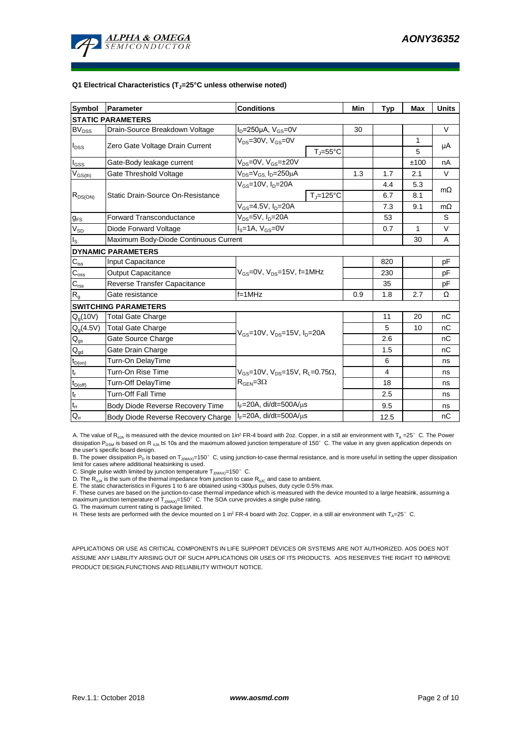**Q1 Electrical Characteristics ($T_J$=25°C unless otherwise noted)**

| Symbol | Parameter | Conditions | | Min | Typ | Max | Units |
|---|---|---|---|---|---|---|---|
| **STATIC PARAMETERS** | | | | | | | |
| $BV_{DSS}$ | Drain-Source Breakdown Voltage | $I_D$=250µA, $V_{GS}$=0V | | 30 | | | V |
| $I_{DSS}$ | Zero Gate Voltage Drain Current | $V_{DS}$=30V, $V_{GS}$=0V | | | | 1 | µA |
| | | | $T_J$=55°C | | | 5 | |
| $I_{GSS}$ | Gate-Body leakage current | $V_{DS}$=0V, $V_{GS}$=±20V | | | | ±100 | nA |
| $V_{GS(th)}$ | Gate Threshold Voltage | $V_{DS}$=$V_{GS}$, $I_D$=250µA | | 1.3 | 1.7 | 2.1 | V |
| $R_{DS(ON)}$ | Static Drain-Source On-Resistance | $V_{GS}$=10V, $I_D$=20A | | | 4.4 | 5.3 | mΩ |
| | | | $T_J$=125°C | | 6.7 | 8.1 | |
| | | $V_{GS}$=4.5V, $I_D$=20A | | | 7.3 | 9.1 | mΩ |
| $g_{FS}$ | Forward Transconductance | $V_{DS}$=5V, $I_D$=20A | | | 53 | | S |
| $V_{SD}$ | Diode Forward Voltage | $I_S$=1A, $V_{GS}$=0V | | | 0.7 | 1 | V |
| $I_S$ | Maximum Body-Diode Continuous Current | | | | | 30 | A |
| **DYNAMIC PARAMETERS** | | | | | | | |
| $C_{iss}$ | Input Capacitance | $V_{GS}$=0V, $V_{DS}$=15V, f=1MHz | | | 820 | | pF |
| $C_{oss}$ | Output Capacitance | | | | 230 | | pF |
| $C_{rss}$ | Reverse Transfer Capacitance | | | | 35 | | pF |
| $R_g$ | Gate resistance | f=1MHz | | 0.9 | 1.8 | 2.7 | Ω |
| **SWITCHING PARAMETERS** | | | | | | | |
| $Q_g$(10V) | Total Gate Charge | $V_{GS}$=10V, $V_{DS}$=15V, $I_D$=20A | | | 11 | 20 | nC |
| $Q_g$(4.5V) | Total Gate Charge | | | | 5 | 10 | nC |
| $Q_{gs}$ | Gate Source Charge | | | | 2.6 | | nC |
| $Q_{gd}$ | Gate Drain Charge | | | | 1.5 | | nC |
| $t_{D(on)}$ | Turn-On DelayTime | $V_{GS}$=10V, $V_{DS}$=15V, $R_L$=0.75Ω, $R_{GEN}$=3Ω | | | 6 | | ns |
| $t_r$ | Turn-On Rise Time | | | | 4 | | ns |
| $t_{D(off)}$ | Turn-Off DelayTime | | | | 18 | | ns |
| $t_f$ | Turn-Off Fall Time | | | | 2.5 | | ns |
| $t_{rr}$ | Body Diode Reverse Recovery Time | $I_F$=20A, di/dt=500A/µs | | | 9.5 | | ns |
| $Q_{rr}$ | Body Diode Reverse Recovery Charge | $I_F$=20A, di/dt=500A/µs | | | 12.5 | | nC |

A. The value of $R_{\theta JA}$ is measured with the device mounted on 1in² FR-4 board with 2oz. Copper, in a still air environment with $T_A$ =25° C. The Power dissipation $P_{DSM}$ is based on R $_{\theta JA}$ t≤ 10s and the maximum allowed junction temperature of 150° C. The value in any given application depends on the user's specific board design.

B. The power dissipation $P_D$ is based on $T_{J(MAX)}$=150° C, using junction-to-case thermal resistance, and is more useful in setting the upper dissipation limit for cases where additional heatsinking is used.

C. Single pulse width limited by junction temperature $T_{J(MAX)}$=150° C.

D. The $R_{\theta JA}$ is the sum of the thermal impedance from junction to case $R_{\theta JC}$ and case to ambient.

E. The static characteristics in Figures 1 to 6 are obtained using <300µs pulses, duty cycle 0.5% max.

F. These curves are based on the junction-to-case thermal impedance which is measured with the device mounted to a large heatsink, assuming a maximum junction temperature of $T_{J(MAX)}$=150° C. The SOA curve provides a single pulse rating.

G. The maximum current rating is package limited.

H. These tests are performed with the device mounted on 1 in² FR-4 board with 2oz. Copper, in a still air environment with $T_A$=25° C.

APPLICATIONS OR USE AS CRITICAL COMPONENTS IN LIFE SUPPORT DEVICES OR SYSTEMS ARE NOT AUTHORIZED. AOS DOES NOT ASSUME ANY LIABILITY ARISING OUT OF SUCH APPLICATIONS OR USES OF ITS PRODUCTS. AOS RESERVES THE RIGHT TO IMPROVE PRODUCT DESIGN,FUNCTIONS AND RELIABILITY WITHOUT NOTICE.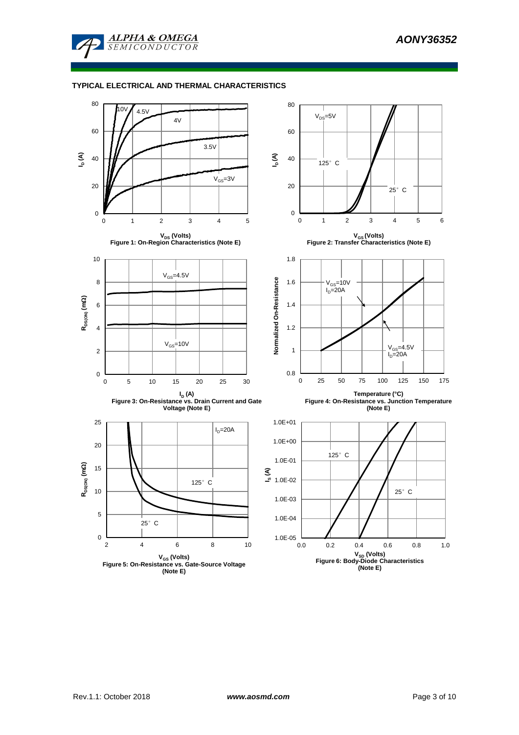## TYPICAL ELECTRICAL AND THERMAL CHARACTERISTICS

Figure 1: On-Region Characteristics (Note E)

Figure 2: Transfer Characteristics (Note E)

Figure 3: On-Resistance vs. Drain Current and Gate Voltage (Note E)

Figure 4: On-Resistance vs. Junction Temperature (Note E)

Figure 5: On-Resistance vs. Gate-Source Voltage (Note E)

Figure 6: Body-Diode Characteristics (Note E)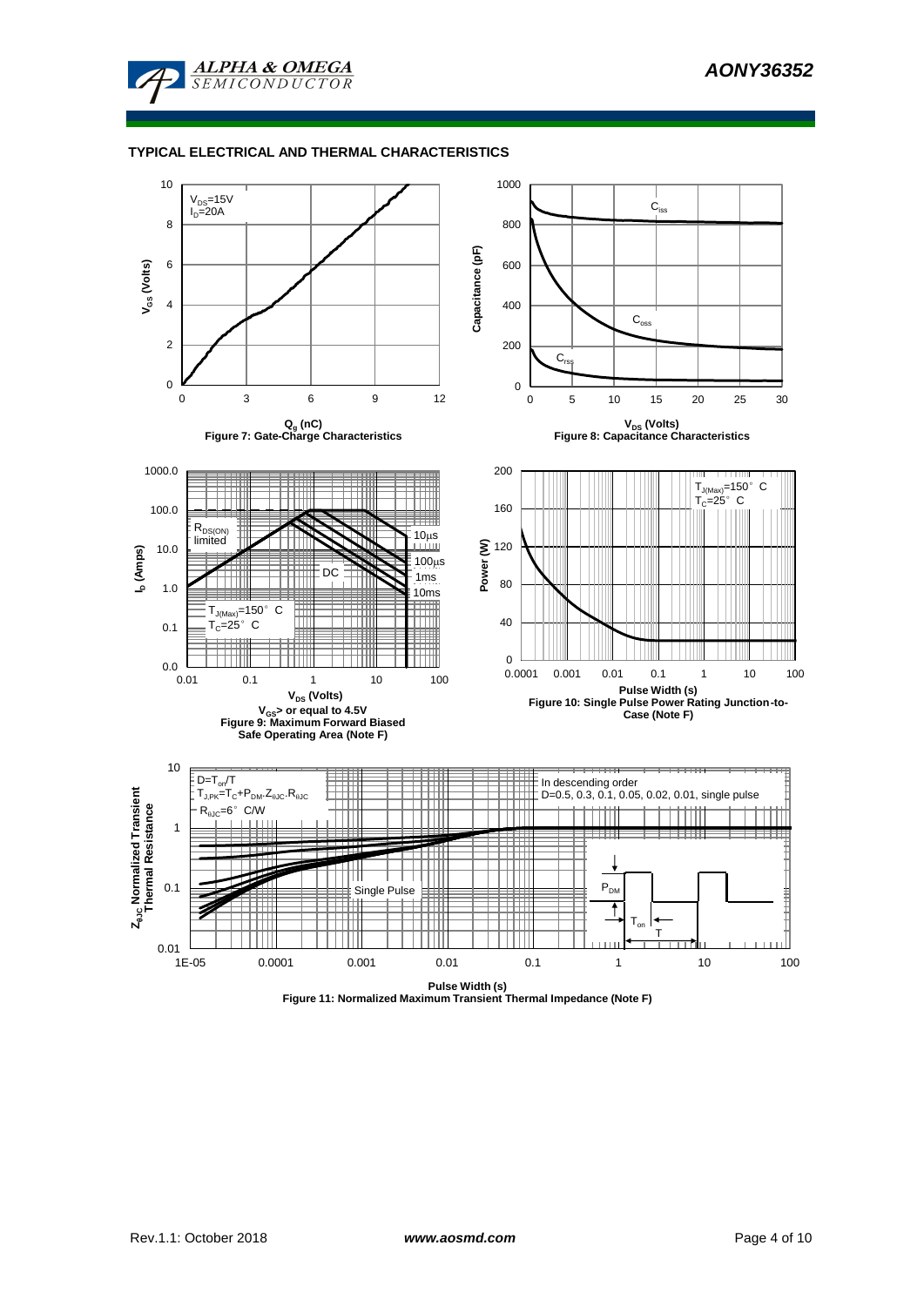## TYPICAL ELECTRICAL AND THERMAL CHARACTERISTICS

$V_{DS}$=15V
$I_D$=20A

$V_{GS}$ (Volts)

$Q_g$ (nC)

Figure 7: Gate-Charge Characteristics

$C_{iss}$

$C_{oss}$

$C_{rss}$

Capacitance (pF)

$V_{DS}$ (Volts)

Figure 8: Capacitance Characteristics

$R_{DS(ON)}$ limited

10µs

100µs

DC

1ms

10ms

$T_{J(Max)}$=150° C
$T_C$=25° C

$I_D$ (Amps)

$V_{DS}$ (Volts)

$V_{GS}$> or equal to 4.5V

Figure 9: Maximum Forward Biased Safe Operating Area (Note F)

$T_{J(Max)}$=150° C
$T_C$=25° C

Power (W)

Pulse Width (s)

Figure 10: Single Pulse Power Rating Junction-to-Case (Note F)

$D=T_{on}/T$
$T_{J,PK}=T_C+P_{DM}.Z_{\theta JC}.R_{\theta JC}$
$R_{\theta JC}$=6° C/W

In descending order
D=0.5, 0.3, 0.1, 0.05, 0.02, 0.01, single pulse

Single Pulse

$P_{DM}$

$T_{on}$

T

$Z_{\theta JC}$ Normalized Transient Thermal Resistance

Pulse Width (s)

Figure 11: Normalized Maximum Transient Thermal Impedance (Note F)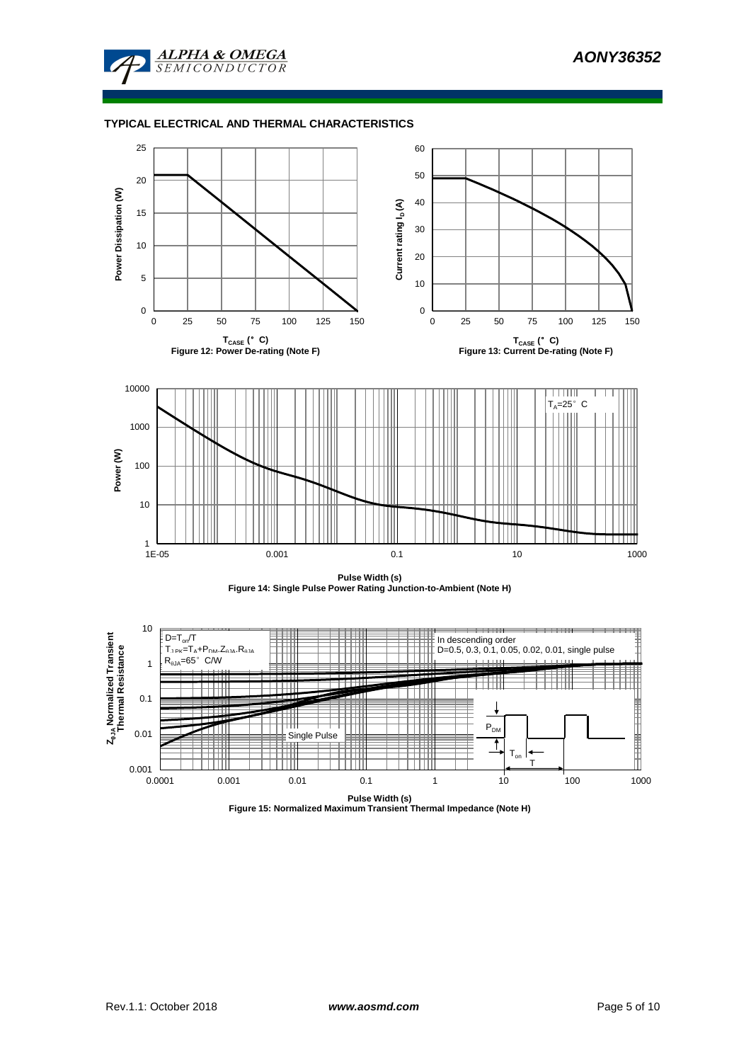## TYPICAL ELECTRICAL AND THERMAL CHARACTERISTICS

Power Dissipation (W)

$T_{CASE}$ (°C)

Figure 12: Power De-rating (Note F)

Current rating $I_D$ (A)

$T_{CASE}$ (°C)

Figure 13: Current De-rating (Note F)

$T_A$=25°C

Power (W)

Pulse Width (s)

Figure 14: Single Pulse Power Rating Junction-to-Ambient (Note H)

D=$T_{on}$/T

$T_{J,PK}$=$T_A$+$P_{DM}$.$Z_{\theta JA}$.$R_{\theta JA}$

$R_{\theta JA}$=65°C/W

In descending order

D=0.5, 0.3, 0.1, 0.05, 0.02, 0.01, single pulse

Single Pulse

$Z_{\theta JA}$ Normalized Transient Thermal Resistance

Pulse Width (s)

Figure 15: Normalized Maximum Transient Thermal Impedance (Note H)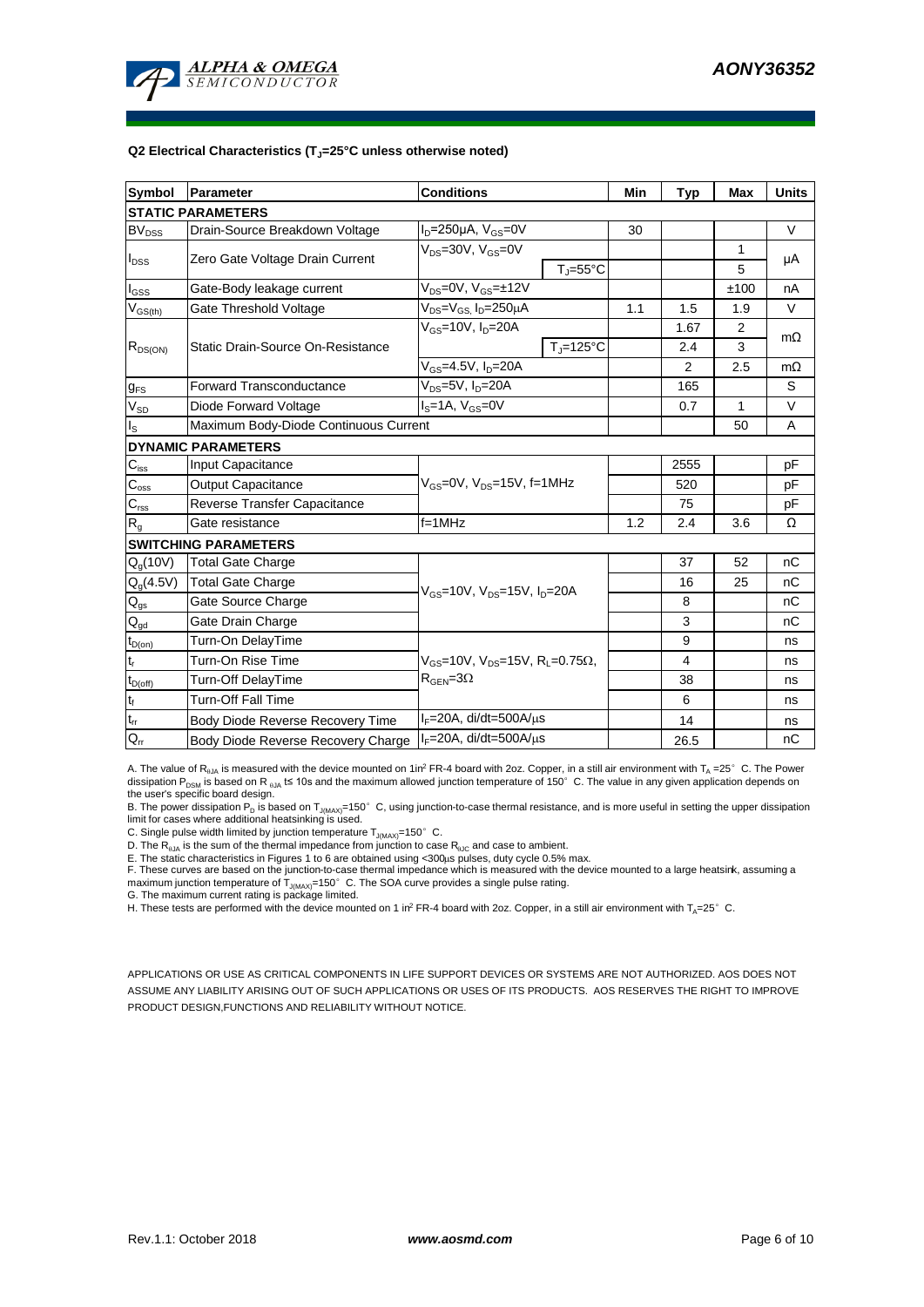**Q2 Electrical Characteristics ($T_J$=25°C unless otherwise noted)**

| Symbol | Parameter | Conditions | | Min | Typ | Max | Units |
|---|---|---|---|---|---|---|---|
| **STATIC PARAMETERS** | | | | | | | |
| $BV_{DSS}$ | Drain-Source Breakdown Voltage | $I_D$=250µA, $V_{GS}$=0V | | 30 | | | V |
| $I_{DSS}$ | Zero Gate Voltage Drain Current | $V_{DS}$=30V, $V_{GS}$=0V | | | | 1 | µA |
| | | | $T_J$=55°C | | | 5 | |
| $I_{GSS}$ | Gate-Body leakage current | $V_{DS}$=0V, $V_{GS}$=±12V | | | | ±100 | nA |
| $V_{GS(th)}$ | Gate Threshold Voltage | $V_{DS}$=$V_{GS}$, $I_D$=250µA | | 1.1 | 1.5 | 1.9 | V |
| $R_{DS(ON)}$ | Static Drain-Source On-Resistance | $V_{GS}$=10V, $I_D$=20A | | | 1.67 | 2 | mΩ |
| | | | $T_J$=125°C | | 2.4 | 3 | |
| | | $V_{GS}$=4.5V, $I_D$=20A | | | 2 | 2.5 | mΩ |
| $g_{FS}$ | Forward Transconductance | $V_{DS}$=5V, $I_D$=20A | | | 165 | | S |
| $V_{SD}$ | Diode Forward Voltage | $I_S$=1A, $V_{GS}$=0V | | | 0.7 | 1 | V |
| $I_S$ | Maximum Body-Diode Continuous Current | | | | | 50 | A |
| **DYNAMIC PARAMETERS** | | | | | | | |
| $C_{iss}$ | Input Capacitance | $V_{GS}$=0V, $V_{DS}$=15V, f=1MHz | | | 2555 | | pF |
| $C_{oss}$ | Output Capacitance | | | | 520 | | pF |
| $C_{rss}$ | Reverse Transfer Capacitance | | | | 75 | | pF |
| $R_g$ | Gate resistance | f=1MHz | | 1.2 | 2.4 | 3.6 | Ω |
| **SWITCHING PARAMETERS** | | | | | | | |
| $Q_g$(10V) | Total Gate Charge | $V_{GS}$=10V, $V_{DS}$=15V, $I_D$=20A | | | 37 | 52 | nC |
| $Q_g$(4.5V) | Total Gate Charge | | | | 16 | 25 | nC |
| $Q_{gs}$ | Gate Source Charge | | | | 8 | | nC |
| $Q_{gd}$ | Gate Drain Charge | | | | 3 | | nC |
| $t_{D(on)}$ | Turn-On DelayTime | $V_{GS}$=10V, $V_{DS}$=15V, $R_L$=0.75Ω, $R_{GEN}$=3Ω | | | 9 | | ns |
| $t_r$ | Turn-On Rise Time | | | | 4 | | ns |
| $t_{D(off)}$ | Turn-Off DelayTime | | | | 38 | | ns |
| $t_f$ | Turn-Off Fall Time | | | | 6 | | ns |
| $t_{rr}$ | Body Diode Reverse Recovery Time | $I_F$=20A, di/dt=500A/µs | | | 14 | | ns |
| $Q_{rr}$ | Body Diode Reverse Recovery Charge | $I_F$=20A, di/dt=500A/µs | | | 26.5 | | nC |

A. The value of $R_{\theta JA}$ is measured with the device mounted on 1in² FR-4 board with 2oz. Copper, in a still air environment with $T_A$ =25° C. The Power dissipation $P_{DSM}$ is based on R $_{\theta JA}$ t≤ 10s and the maximum allowed junction temperature of 150° C. The value in any given application depends on the user's specific board design.

B. The power dissipation $P_D$ is based on $T_{J(MAX)}$=150° C, using junction-to-case thermal resistance, and is more useful in setting the upper dissipation limit for cases where additional heatsinking is used.

C. Single pulse width limited by junction temperature $T_{J(MAX)}$=150° C.

D. The $R_{\theta JA}$ is the sum of the thermal impedance from junction to case $R_{\theta JC}$ and case to ambient.

E. The static characteristics in Figures 1 to 6 are obtained using <300µs pulses, duty cycle 0.5% max.

F. These curves are based on the junction-to-case thermal impedance which is measured with the device mounted to a large heatsink, assuming a maximum junction temperature of $T_{J(MAX)}$=150° C. The SOA curve provides a single pulse rating.

G. The maximum current rating is package limited.

H. These tests are performed with the device mounted on 1 in² FR-4 board with 2oz. Copper, in a still air environment with $T_A$=25° C.

APPLICATIONS OR USE AS CRITICAL COMPONENTS IN LIFE SUPPORT DEVICES OR SYSTEMS ARE NOT AUTHORIZED. AOS DOES NOT ASSUME ANY LIABILITY ARISING OUT OF SUCH APPLICATIONS OR USES OF ITS PRODUCTS. AOS RESERVES THE RIGHT TO IMPROVE PRODUCT DESIGN,FUNCTIONS AND RELIABILITY WITHOUT NOTICE.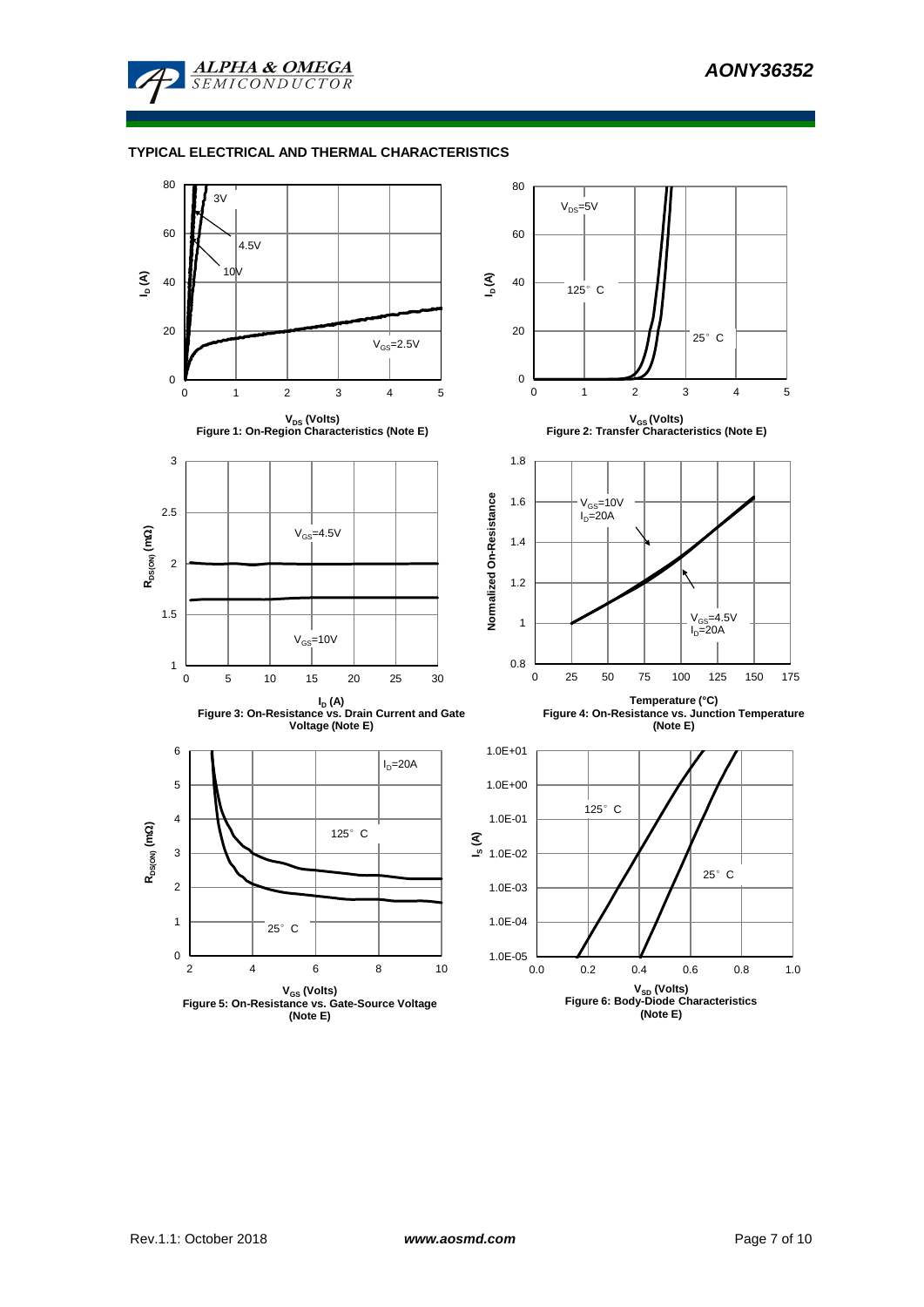## TYPICAL ELECTRICAL AND THERMAL CHARACTERISTICS

Figure 1: On-Region Characteristics (Note E)

Figure 2: Transfer Characteristics (Note E)

Figure 3: On-Resistance vs. Drain Current and Gate Voltage (Note E)

Figure 4: On-Resistance vs. Junction Temperature (Note E)

Figure 5: On-Resistance vs. Gate-Source Voltage (Note E)

Figure 6: Body-Diode Characteristics (Note E)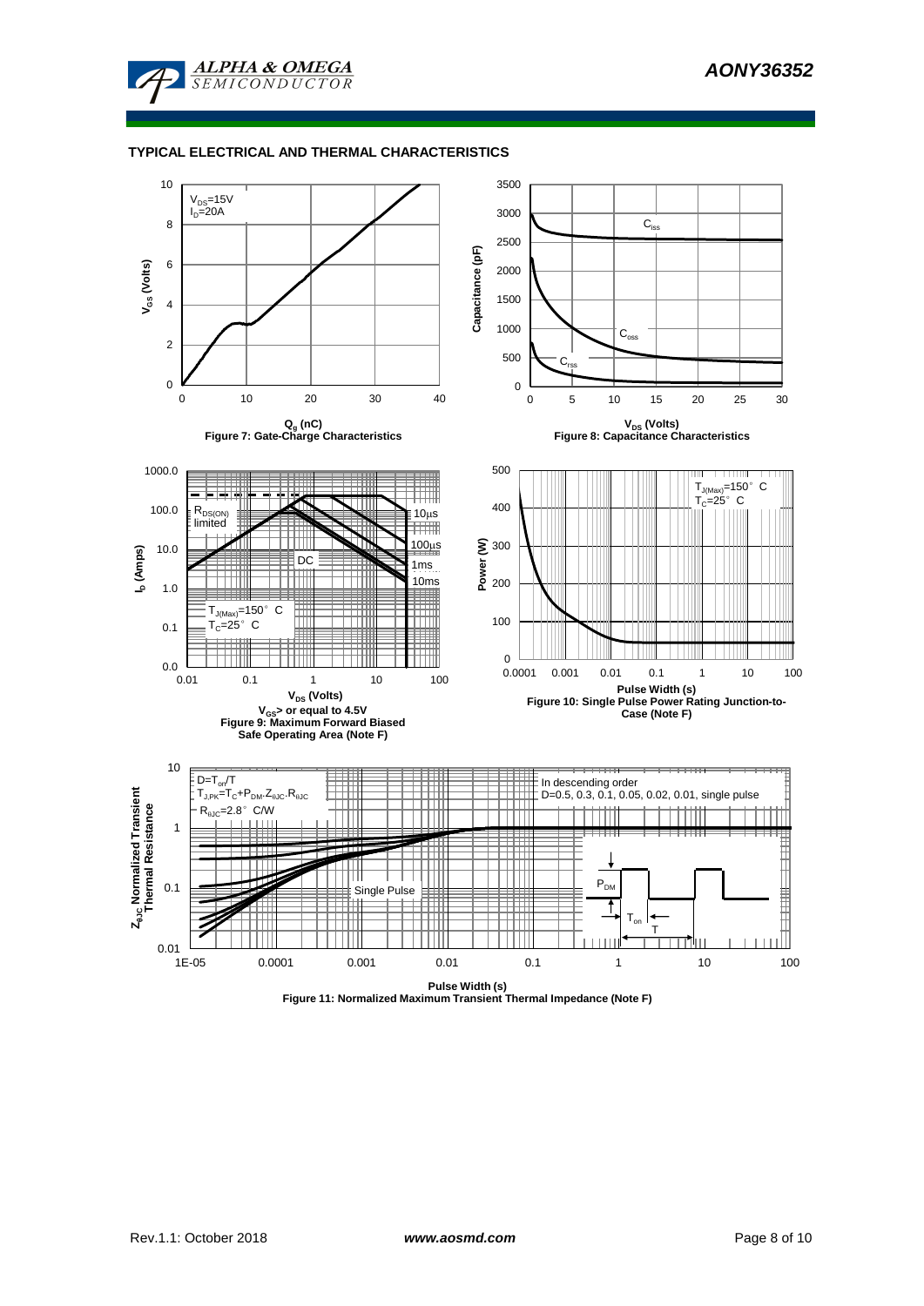## TYPICAL ELECTRICAL AND THERMAL CHARACTERISTICS

$V_{DS}$=15V
$I_D$=20A

$V_{GS}$ (Volts)

$Q_g$ (nC)

Figure 7: Gate-Charge Characteristics

$C_{iss}$

$C_{oss}$

$C_{rss}$

Capacitance (pF)

$V_{DS}$ (Volts)

Figure 8: Capacitance Characteristics

$R_{DS(ON)}$ limited

10µs

100µs

1ms

10ms

DC

$T_{J(Max)}$=150° C
$T_C$=25° C

$I_D$ (Amps)

$V_{DS}$ (Volts)

$V_{GS}$> or equal to 4.5V

Figure 9: Maximum Forward Biased Safe Operating Area (Note F)

$T_{J(Max)}$=150° C
$T_C$=25° C

Power (W)

Pulse Width (s)

Figure 10: Single Pulse Power Rating Junction-to-Case (Note F)

$D=T_{on}/T$
$T_{J,PK}=T_C+P_{DM}.Z_{\theta JC}.R_{\theta JC}$
$R_{\theta JC}$=2.8° C/W

In descending order
D=0.5, 0.3, 0.1, 0.05, 0.02, 0.01, single pulse

Single Pulse

$P_{DM}$

$T_{on}$

T

$Z_{\theta JC}$ Normalized Transient Thermal Resistance

Pulse Width (s)

Figure 11: Normalized Maximum Transient Thermal Impedance (Note F)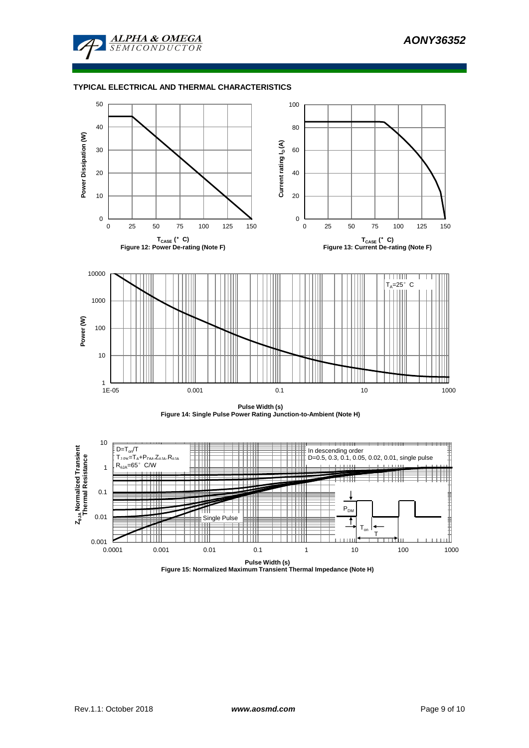## TYPICAL ELECTRICAL AND THERMAL CHARACTERISTICS

Power Dissipation (W)

$T_{CASE}$ (°C)

Figure 12: Power De-rating (Note F)

Current rating $I_D$ (A)

$T_{CASE}$ (°C)

Figure 13: Current De-rating (Note F)

Power (W)

$T_A$=25°C

Pulse Width (s)

Figure 14: Single Pulse Power Rating Junction-to-Ambient (Note H)

$Z_{\theta JA}$ Normalized Transient Thermal Resistance

D=$T_{on}$/T

$T_{J,PK}$=$T_A$+$P_{DM}$.$Z_{\theta JA}$.$R_{\theta JA}$

$R_{\theta JA}$=65°C/W

In descending order
D=0.5, 0.3, 0.1, 0.05, 0.02, 0.01, single pulse

Single Pulse

$P_{DM}$

$T_{on}$

T

Pulse Width (s)

Figure 15: Normalized Maximum Transient Thermal Impedance (Note H)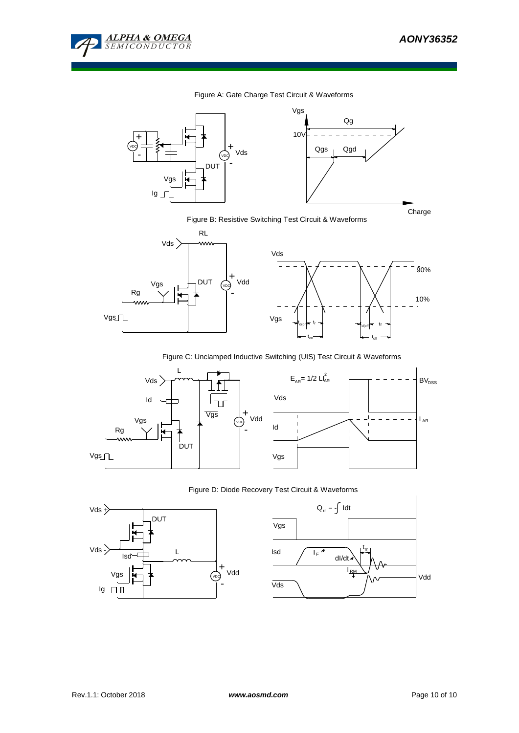Figure A: Gate Charge Test Circuit & Waveforms

Vgs
Qg
10V
Qgs
Qgd
Charge
VDC
Vds
DUT
Vgs
Ig

Figure B: Resistive Switching Test Circuit & Waveforms

RL
Vds
Vgs
DUT
Rg
Vdd
Vgs
Vds
90%
10%
Vgs
$t_{d(on)}$
$t_r$
$t_{on}$
$t_{d(off)}$
$t_f$
$t_{off}$

Figure C: Unclamped Inductive Switching (UIS) Test Circuit & Waveforms

L
Vds
Id
Vgs
Rg
Vgs
DUT
Vgs
Vdd

$E_{AR} = 1/2\ LI_{AR}^2$
$BV_{DSS}$
Vds
Id
$I_{AR}$
Vgs

Figure D: Diode Recovery Test Circuit & Waveforms

Vds +
DUT
Vds -
Isd
L
Vgs
Ig
Vdd

$Q_{rr} = -\int Idt$
Vgs
Isd
$I_F$
dI/dt
$t_{rr}$
$I_{RM}$
Vdd
Vds